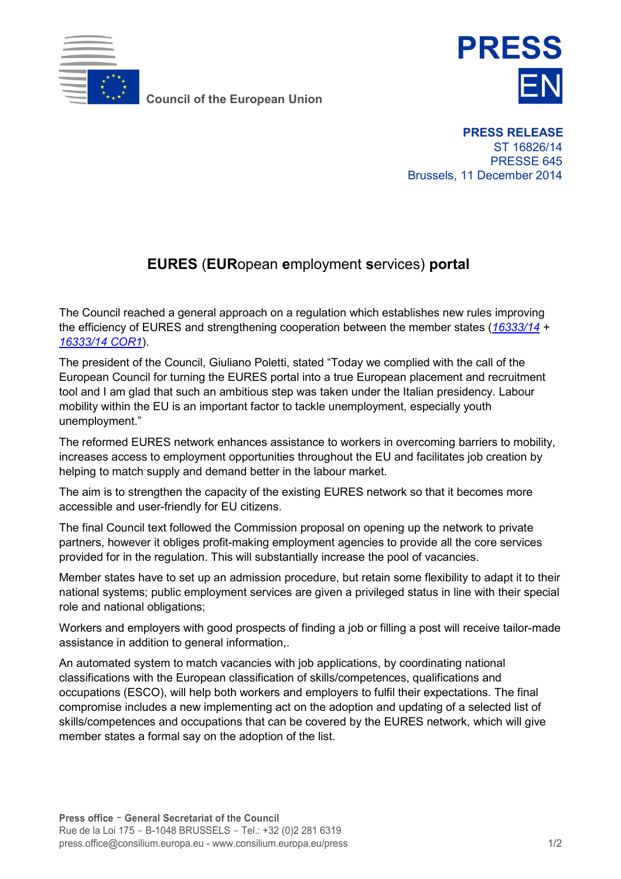Council of the European Union

**PRESS**

**EN**

**PRESS RELEASE**
ST 16826/14
PRESSE 645
Brussels, 11 December 2014

# **EURES** (**EUR**opean **e**mployment **s**ervices) **portal**

The Council reached a general approach on a regulation which establishes new rules improving the efficiency of EURES and strengthening cooperation between the member states (*16333/14* + *16333/14 COR1*).

The president of the Council, Giuliano Poletti, stated "Today we complied with the call of the European Council for turning the EURES portal into a true European placement and recruitment tool and I am glad that such an ambitious step was taken under the Italian presidency. Labour mobility within the EU is an important factor to tackle unemployment, especially youth unemployment."

The reformed EURES network enhances assistance to workers in overcoming barriers to mobility, increases access to employment opportunities throughout the EU and facilitates job creation by helping to match supply and demand better in the labour market.

The aim is to strengthen the capacity of the existing EURES network so that it becomes more accessible and user-friendly for EU citizens.

The final Council text followed the Commission proposal on opening up the network to private partners, however it obliges profit-making employment agencies to provide all the core services provided for in the regulation. This will substantially increase the pool of vacancies.

Member states have to set up an admission procedure, but retain some flexibility to adapt it to their national systems; public employment services are given a privileged status in line with their special role and national obligations;

Workers and employers with good prospects of finding a job or filling a post will receive tailor-made assistance in addition to general information,.

An automated system to match vacancies with job applications, by coordinating national classifications with the European classification of skills/competences, qualifications and occupations (ESCO), will help both workers and employers to fulfil their expectations. The final compromise includes a new implementing act on the adoption and updating of a selected list of skills/competences and occupations that can be covered by the EURES network, which will give member states a formal say on the adoption of the list.

**Press office - General Secretariat of the Council**
Rue de la Loi 175 - B-1048 BRUSSELS - Tel.: +32 (0)2 281 6319
press.office@consilium.europa.eu - www.consilium.europa.eu/press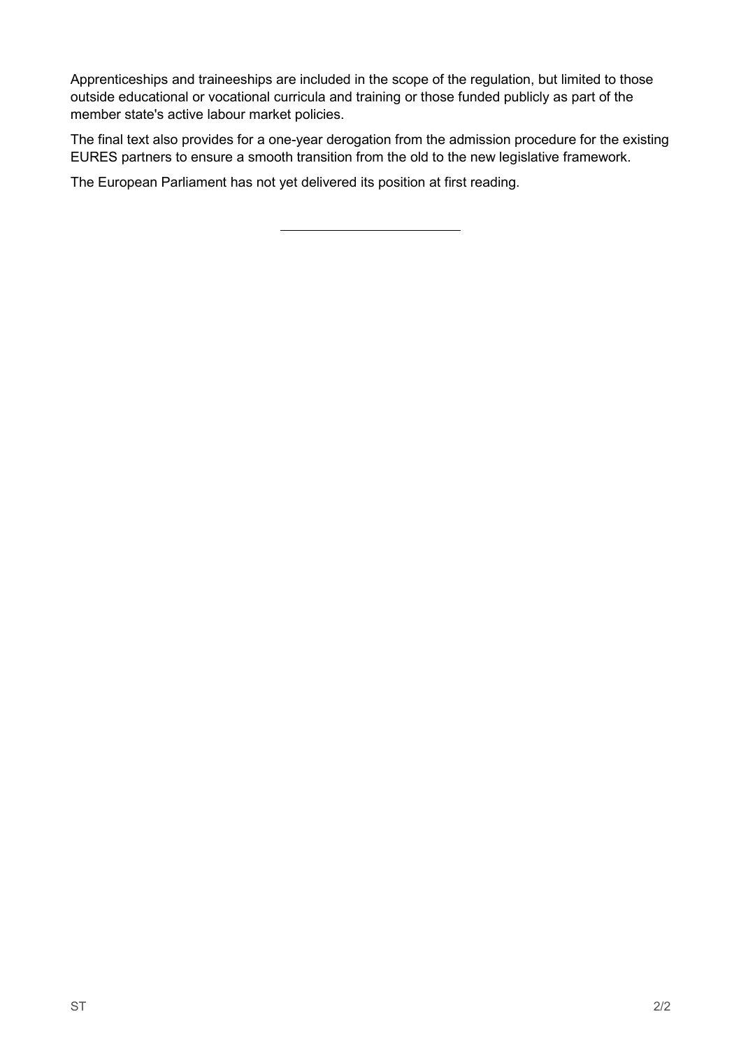Apprenticeships and traineeships are included in the scope of the regulation, but limited to those outside educational or vocational curricula and training or those funded publicly as part of the member state's active labour market policies.

The final text also provides for a one-year derogation from the admission procedure for the existing EURES partners to ensure a smooth transition from the old to the new legislative framework.

The European Parliament has not yet delivered its position at first reading.

---